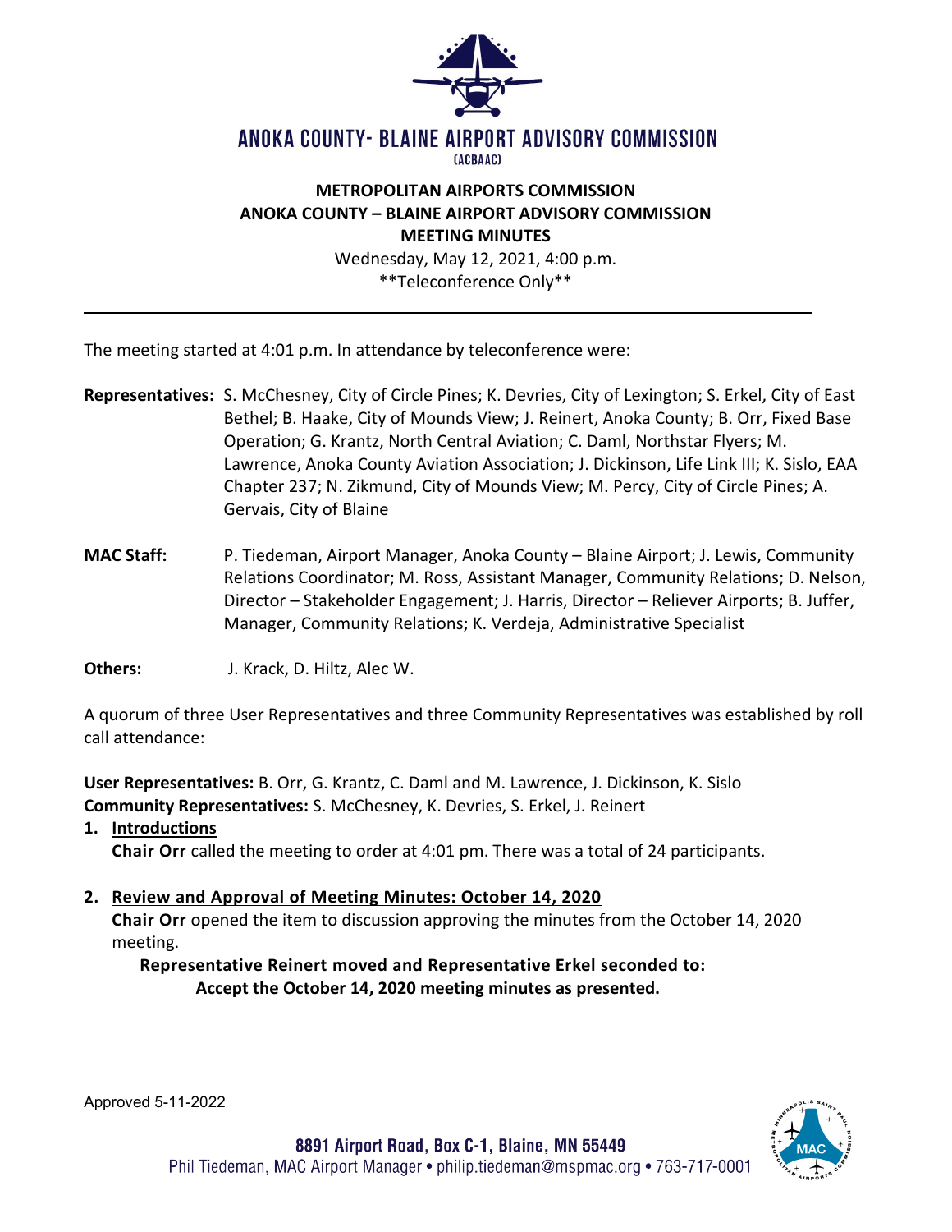# ANOKA COUNTY- BLAINE AIRPORT ADVISORY COMMISSION
(ACBAAC)

**METROPOLITAN AIRPORTS COMMISSION**
**ANOKA COUNTY – BLAINE AIRPORT ADVISORY COMMISSION**
**MEETING MINUTES**
Wednesday, May 12, 2021, 4:00 p.m.
\*\*Teleconference Only\*\*

---

The meeting started at 4:01 p.m. In attendance by teleconference were:

**Representatives:** S. McChesney, City of Circle Pines; K. Devries, City of Lexington; S. Erkel, City of East Bethel; B. Haake, City of Mounds View; J. Reinert, Anoka County; B. Orr, Fixed Base Operation; G. Krantz, North Central Aviation; C. Daml, Northstar Flyers; M. Lawrence, Anoka County Aviation Association; J. Dickinson, Life Link III; K. Sislo, EAA Chapter 237; N. Zikmund, City of Mounds View; M. Percy, City of Circle Pines; A. Gervais, City of Blaine

**MAC Staff:** P. Tiedeman, Airport Manager, Anoka County – Blaine Airport; J. Lewis, Community Relations Coordinator; M. Ross, Assistant Manager, Community Relations; D. Nelson, Director – Stakeholder Engagement; J. Harris, Director – Reliever Airports; B. Juffer, Manager, Community Relations; K. Verdeja, Administrative Specialist

**Others:** J. Krack, D. Hiltz, Alec W.

A quorum of three User Representatives and three Community Representatives was established by roll call attendance:

**User Representatives:** B. Orr, G. Krantz, C. Daml and M. Lawrence, J. Dickinson, K. Sislo
**Community Representatives:** S. McChesney, K. Devries, S. Erkel, J. Reinert

1. **Introductions**
   **Chair Orr** called the meeting to order at 4:01 pm. There was a total of 24 participants.

2. **Review and Approval of Meeting Minutes: October 14, 2020**
   **Chair Orr** opened the item to discussion approving the minutes from the October 14, 2020 meeting.

   **Representative Reinert moved and Representative Erkel seconded to:**
   **Accept the October 14, 2020 meeting minutes as presented.**

Approved 5-11-2022

8891 Airport Road, Box C-1, Blaine, MN 55449
Phil Tiedeman, MAC Airport Manager • philip.tiedeman@mspmac.org • 763-717-0001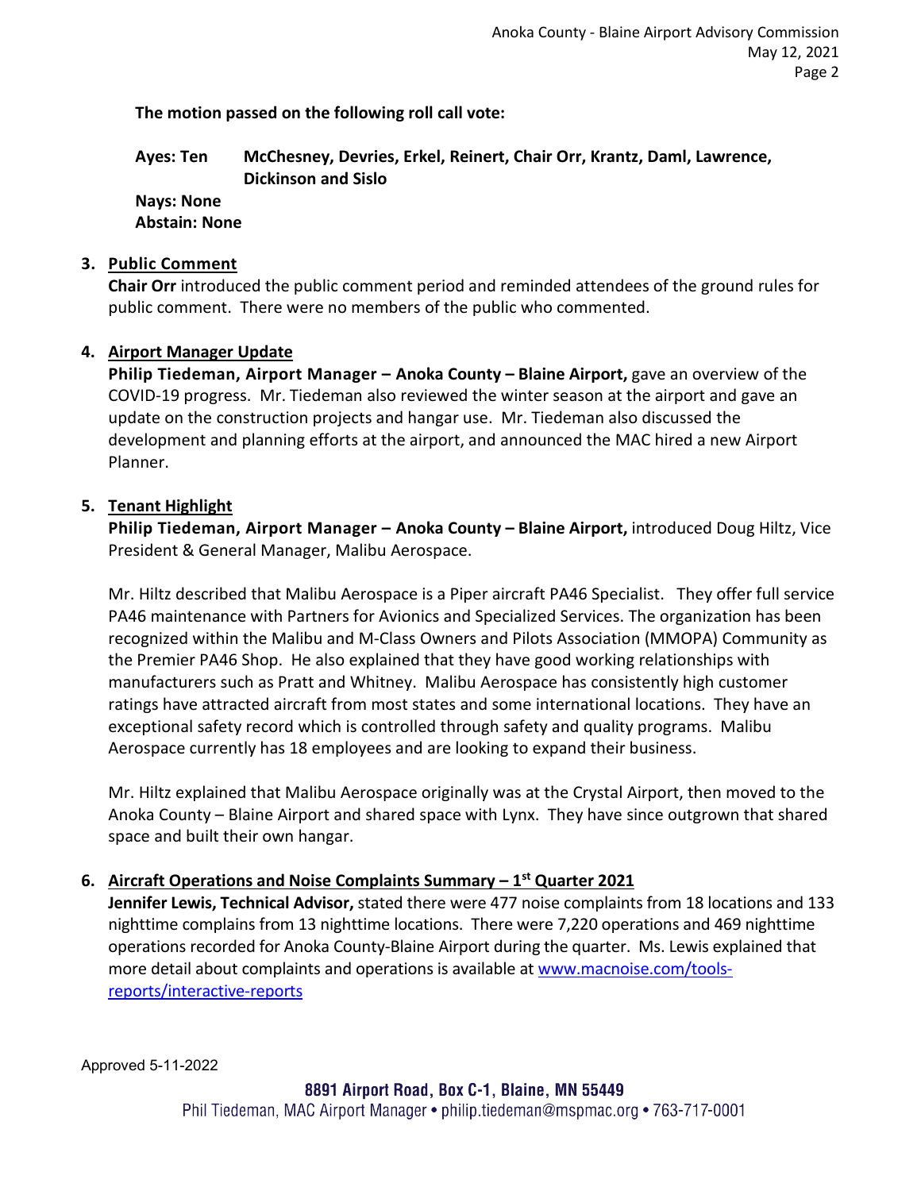**The motion passed on the following roll call vote:**

**Ayes: Ten** McChesney, Devries, Erkel, Reinert, Chair Orr, Krantz, Daml, Lawrence, Dickinson and Sislo

**Nays: None**

**Abstain: None**

3. **Public Comment**

   **Chair Orr** introduced the public comment period and reminded attendees of the ground rules for public comment. There were no members of the public who commented.

4. **Airport Manager Update**

   **Philip Tiedeman, Airport Manager – Anoka County – Blaine Airport,** gave an overview of the COVID-19 progress. Mr. Tiedeman also reviewed the winter season at the airport and gave an update on the construction projects and hangar use. Mr. Tiedeman also discussed the development and planning efforts at the airport, and announced the MAC hired a new Airport Planner.

5. **Tenant Highlight**

   **Philip Tiedeman, Airport Manager – Anoka County – Blaine Airport,** introduced Doug Hiltz, Vice President & General Manager, Malibu Aerospace.

   Mr. Hiltz described that Malibu Aerospace is a Piper aircraft PA46 Specialist. They offer full service PA46 maintenance with Partners for Avionics and Specialized Services. The organization has been recognized within the Malibu and M-Class Owners and Pilots Association (MMOPA) Community as the Premier PA46 Shop. He also explained that they have good working relationships with manufacturers such as Pratt and Whitney. Malibu Aerospace has consistently high customer ratings have attracted aircraft from most states and some international locations. They have an exceptional safety record which is controlled through safety and quality programs. Malibu Aerospace currently has 18 employees and are looking to expand their business.

   Mr. Hiltz explained that Malibu Aerospace originally was at the Crystal Airport, then moved to the Anoka County – Blaine Airport and shared space with Lynx. They have since outgrown that shared space and built their own hangar.

6. **Aircraft Operations and Noise Complaints Summary – 1st Quarter 2021**

   **Jennifer Lewis, Technical Advisor,** stated there were 477 noise complaints from 18 locations and 133 nighttime complains from 13 nighttime locations. There were 7,220 operations and 469 nighttime operations recorded for Anoka County-Blaine Airport during the quarter. Ms. Lewis explained that more detail about complaints and operations is available at [www.macnoise.com/tools-reports/interactive-reports](www.macnoise.com/tools-reports/interactive-reports)

Approved 5-11-2022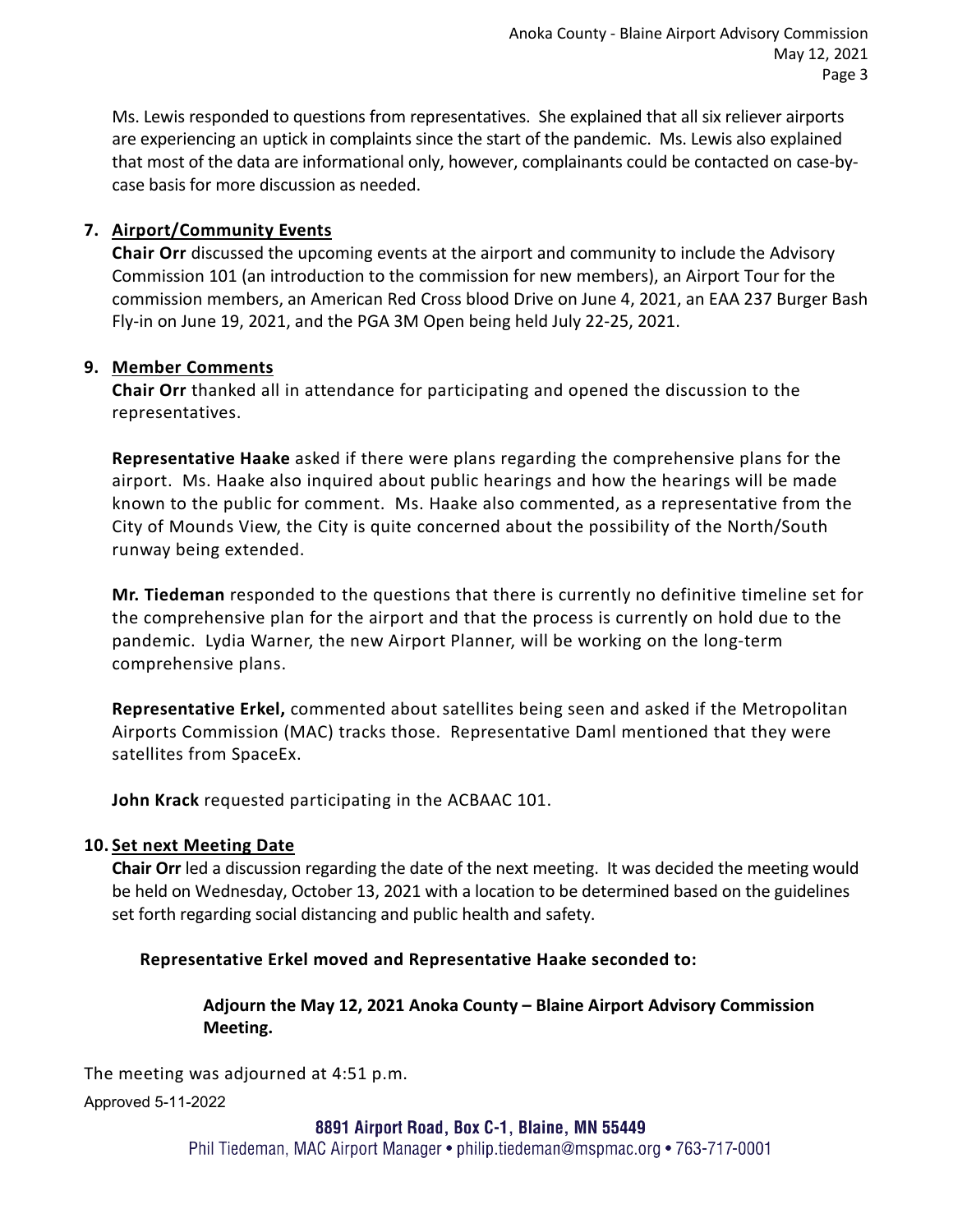Ms. Lewis responded to questions from representatives. She explained that all six reliever airports are experiencing an uptick in complaints since the start of the pandemic. Ms. Lewis also explained that most of the data are informational only, however, complainants could be contacted on case-by-case basis for more discussion as needed.

**7. Airport/Community Events**

**Chair Orr** discussed the upcoming events at the airport and community to include the Advisory Commission 101 (an introduction to the commission for new members), an Airport Tour for the commission members, an American Red Cross blood Drive on June 4, 2021, an EAA 237 Burger Bash Fly-in on June 19, 2021, and the PGA 3M Open being held July 22-25, 2021.

**9. Member Comments**

**Chair Orr** thanked all in attendance for participating and opened the discussion to the representatives.

**Representative Haake** asked if there were plans regarding the comprehensive plans for the airport. Ms. Haake also inquired about public hearings and how the hearings will be made known to the public for comment. Ms. Haake also commented, as a representative from the City of Mounds View, the City is quite concerned about the possibility of the North/South runway being extended.

**Mr. Tiedeman** responded to the questions that there is currently no definitive timeline set for the comprehensive plan for the airport and that the process is currently on hold due to the pandemic. Lydia Warner, the new Airport Planner, will be working on the long-term comprehensive plans.

**Representative Erkel,** commented about satellites being seen and asked if the Metropolitan Airports Commission (MAC) tracks those. Representative Daml mentioned that they were satellites from SpaceEx.

**John Krack** requested participating in the ACBAAC 101.

**10. Set next Meeting Date**

**Chair Orr** led a discussion regarding the date of the next meeting. It was decided the meeting would be held on Wednesday, October 13, 2021 with a location to be determined based on the guidelines set forth regarding social distancing and public health and safety.

**Representative Erkel moved and Representative Haake seconded to:**

**Adjourn the May 12, 2021 Anoka County – Blaine Airport Advisory Commission Meeting.**

The meeting was adjourned at 4:51 p.m.

Approved 5-11-2022